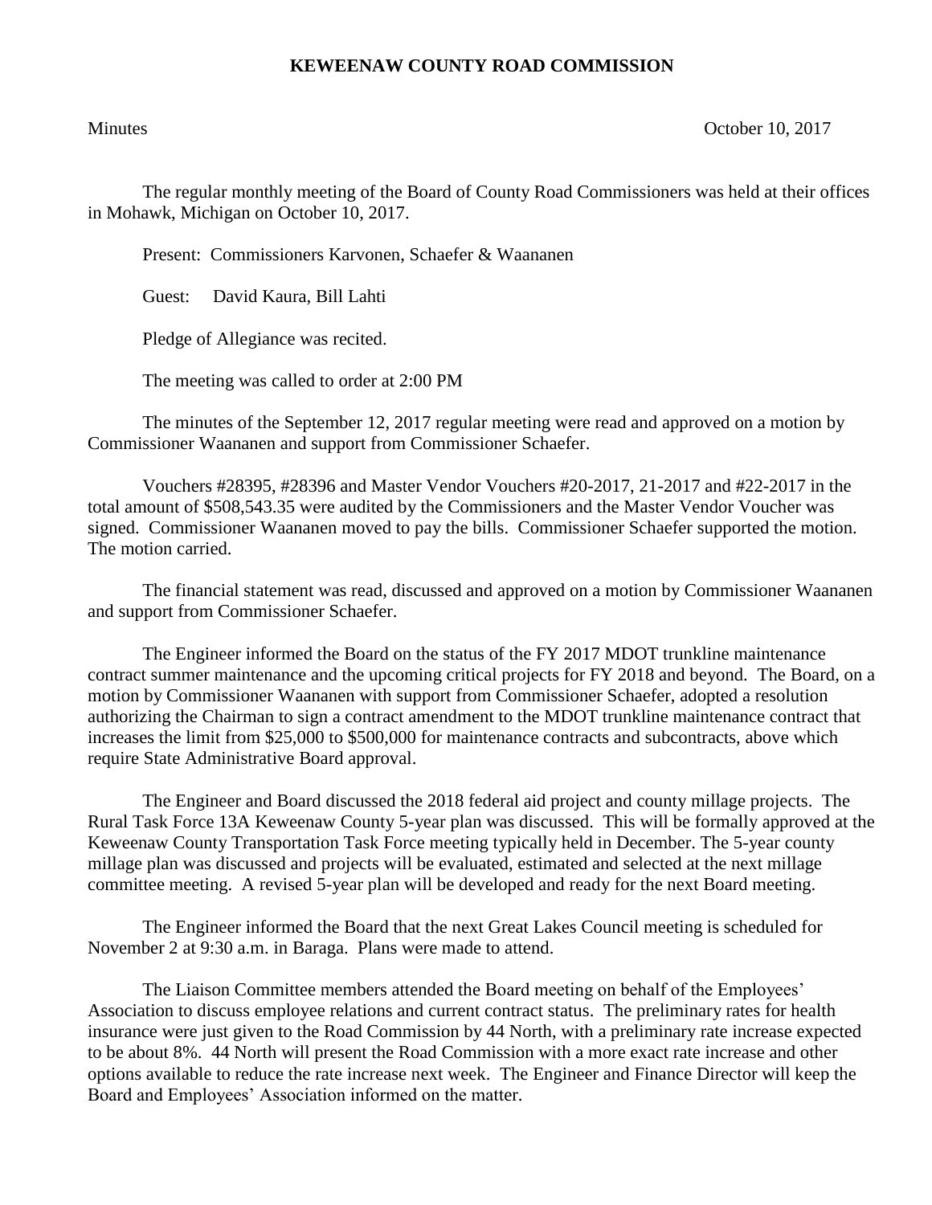# KEWEENAW COUNTY ROAD COMMISSION

Minutes October 10, 2017

The regular monthly meeting of the Board of County Road Commissioners was held at their offices in Mohawk, Michigan on October 10, 2017.

Present: Commissioners Karvonen, Schaefer & Waananen

Guest: David Kaura, Bill Lahti

Pledge of Allegiance was recited.

The meeting was called to order at 2:00 PM

The minutes of the September 12, 2017 regular meeting were read and approved on a motion by Commissioner Waananen and support from Commissioner Schaefer.

Vouchers #28395, #28396 and Master Vendor Vouchers #20-2017, 21-2017 and #22-2017 in the total amount of $508,543.35 were audited by the Commissioners and the Master Vendor Voucher was signed. Commissioner Waananen moved to pay the bills. Commissioner Schaefer supported the motion. The motion carried.

The financial statement was read, discussed and approved on a motion by Commissioner Waananen and support from Commissioner Schaefer.

The Engineer informed the Board on the status of the FY 2017 MDOT trunkline maintenance contract summer maintenance and the upcoming critical projects for FY 2018 and beyond. The Board, on a motion by Commissioner Waananen with support from Commissioner Schaefer, adopted a resolution authorizing the Chairman to sign a contract amendment to the MDOT trunkline maintenance contract that increases the limit from $25,000 to $500,000 for maintenance contracts and subcontracts, above which require State Administrative Board approval.

The Engineer and Board discussed the 2018 federal aid project and county millage projects. The Rural Task Force 13A Keweenaw County 5-year plan was discussed. This will be formally approved at the Keweenaw County Transportation Task Force meeting typically held in December. The 5-year county millage plan was discussed and projects will be evaluated, estimated and selected at the next millage committee meeting. A revised 5-year plan will be developed and ready for the next Board meeting.

The Engineer informed the Board that the next Great Lakes Council meeting is scheduled for November 2 at 9:30 a.m. in Baraga. Plans were made to attend.

The Liaison Committee members attended the Board meeting on behalf of the Employees' Association to discuss employee relations and current contract status. The preliminary rates for health insurance were just given to the Road Commission by 44 North, with a preliminary rate increase expected to be about 8%. 44 North will present the Road Commission with a more exact rate increase and other options available to reduce the rate increase next week. The Engineer and Finance Director will keep the Board and Employees' Association informed on the matter.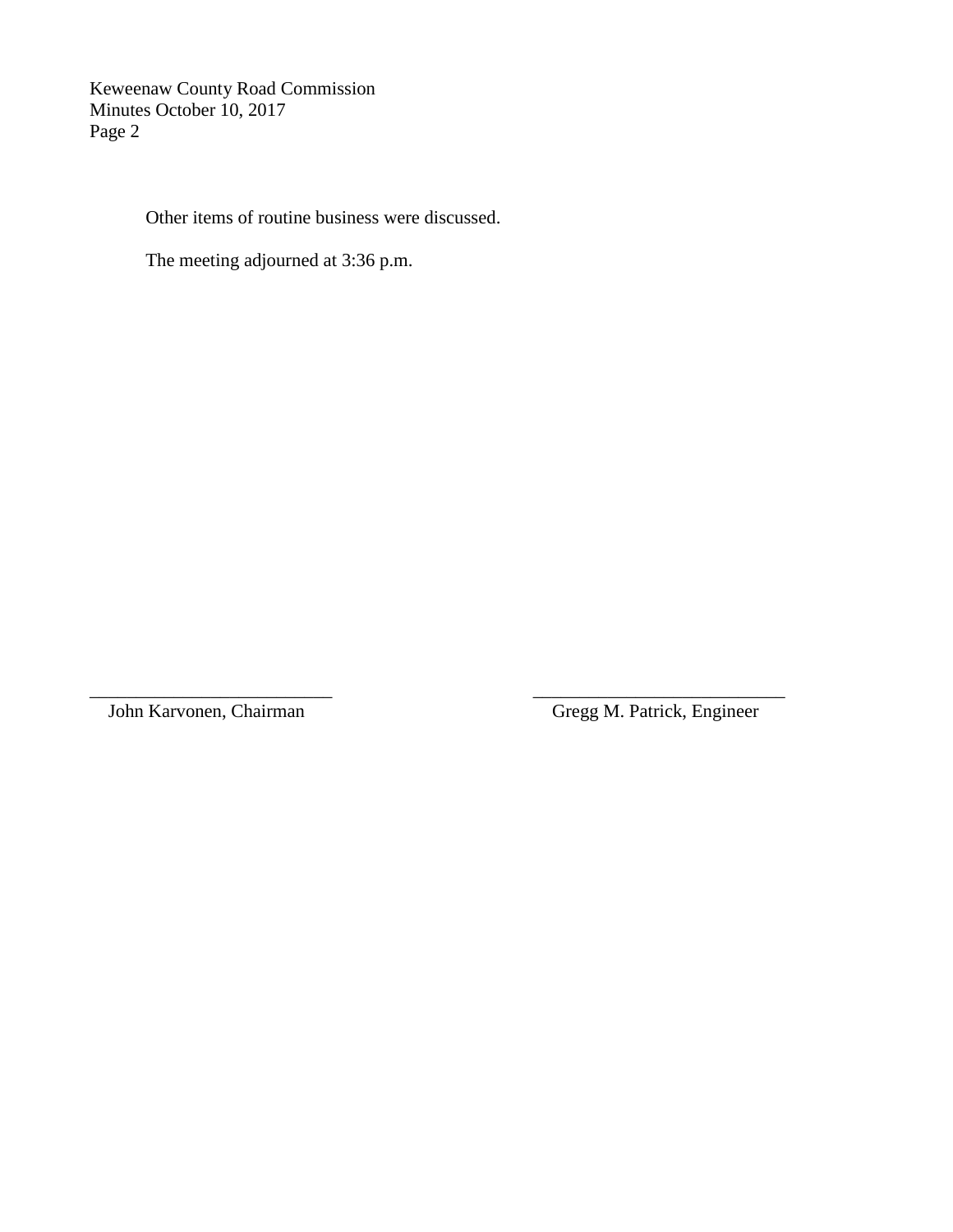Other items of routine business were discussed.

The meeting adjourned at 3:36 p.m.

\_\_\_\_\_\_\_\_\_\_\_\_\_\_\_\_\_\_\_\_\_\_\_\_\_\_
John Karvonen, Chairman

\_\_\_\_\_\_\_\_\_\_\_\_\_\_\_\_\_\_\_\_\_\_\_\_\_\_
Gregg M. Patrick, Engineer